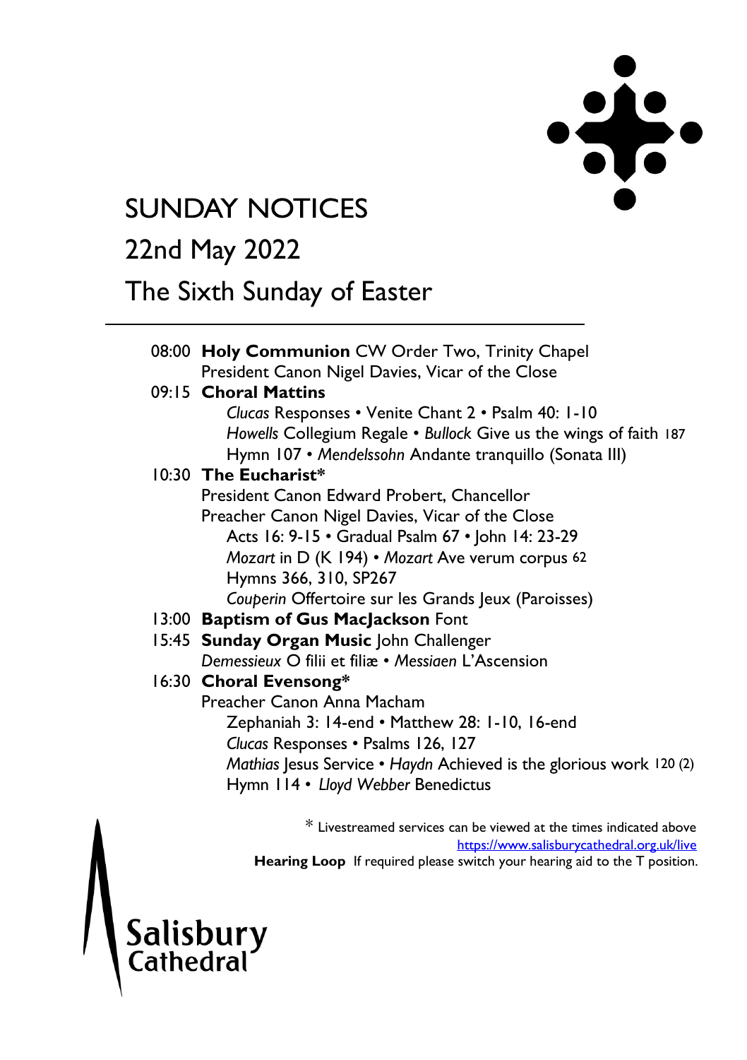# SUNDAY NOTICES

## 22nd May 2022

## The Sixth Sunday of Easter

---

08:00 **Holy Communion** CW Order Two, Trinity Chapel
President Canon Nigel Davies, Vicar of the Close

09:15 **Choral Mattins**
*Clucas* Responses • Venite Chant 2 • Psalm 40: 1-10
*Howells* Collegium Regale • *Bullock* Give us the wings of faith 187
Hymn 107 • *Mendelssohn* Andante tranquillo (Sonata III)

10:30 **The Eucharist***
President Canon Edward Probert, Chancellor
Preacher Canon Nigel Davies, Vicar of the Close
Acts 16: 9-15 • Gradual Psalm 67 • John 14: 23-29
*Mozart* in D (K 194) • *Mozart* Ave verum corpus 62
Hymns 366, 310, SP267
*Couperin* Offertoire sur les Grands Jeux (Paroisses)

13:00 **Baptism of Gus MacJackson** Font

15:45 **Sunday Organ Music** John Challenger
*Demessieux* O filii et filiæ • *Messiaen* L'Ascension

16:30 **Choral Evensong***
Preacher Canon Anna Macham
Zephaniah 3: 14-end • Matthew 28: 1-10, 16-end
*Clucas* Responses • Psalms 126, 127
*Mathias* Jesus Service • *Haydn* Achieved is the glorious work 120 (2)
Hymn 114 • *Lloyd Webber* Benedictus

* Livestreamed services can be viewed at the times indicated above
https://www.salisburycathedral.org.uk/live

**Hearing Loop** If required please switch your hearing aid to the T position.

Salisbury Cathedral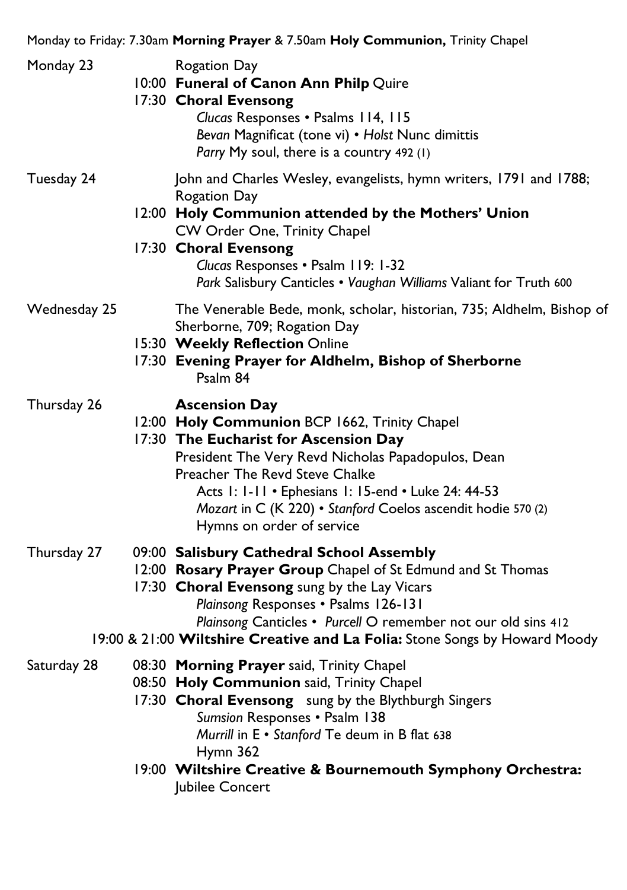Monday to Friday: 7.30am **Morning Prayer** & 7.50am **Holy Communion,** Trinity Chapel

**Monday 23**
Rogation Day
10:00 **Funeral of Canon Ann Philp** Quire
17:30 **Choral Evensong**
*Clucas* Responses • Psalms 114, 115
*Bevan* Magnificat (tone vi) • *Holst* Nunc dimittis
*Parry* My soul, there is a country 492 (1)

**Tuesday 24**
John and Charles Wesley, evangelists, hymn writers, 1791 and 1788; Rogation Day
12:00 **Holy Communion attended by the Mothers' Union**
CW Order One, Trinity Chapel
17:30 **Choral Evensong**
*Clucas* Responses • Psalm 119: 1-32
*Park* Salisbury Canticles • *Vaughan Williams* Valiant for Truth 600

**Wednesday 25**
The Venerable Bede, monk, scholar, historian, 735; Aldhelm, Bishop of Sherborne, 709; Rogation Day
15:30 **Weekly Reflection** Online
17:30 **Evening Prayer for Aldhelm, Bishop of Sherborne**
Psalm 84

**Thursday 26**
**Ascension Day**
12:00 **Holy Communion** BCP 1662, Trinity Chapel
17:30 **The Eucharist for Ascension Day**
President The Very Revd Nicholas Papadopulos, Dean
Preacher The Revd Steve Chalke
Acts 1: 1-11 • Ephesians 1: 15-end • Luke 24: 44-53
*Mozart* in C (K 220) • *Stanford* Coelos ascendit hodie 570 (2)
Hymns on order of service

**Thursday 27**
09:00 **Salisbury Cathedral School Assembly**
12:00 **Rosary Prayer Group** Chapel of St Edmund and St Thomas
17:30 **Choral Evensong** sung by the Lay Vicars
*Plainsong* Responses • Psalms 126-131
*Plainsong* Canticles • *Purcell* O remember not our old sins 412
19:00 & 21:00 **Wiltshire Creative and La Folia:** Stone Songs by Howard Moody

**Saturday 28**
08:30 **Morning Prayer** said, Trinity Chapel
08:50 **Holy Communion** said, Trinity Chapel
17:30 **Choral Evensong** sung by the Blythburgh Singers
*Sumsion* Responses • Psalm 138
*Murrill* in E • *Stanford* Te deum in B flat 638
Hymn 362
19:00 **Wiltshire Creative & Bournemouth Symphony Orchestra:**
Jubilee Concert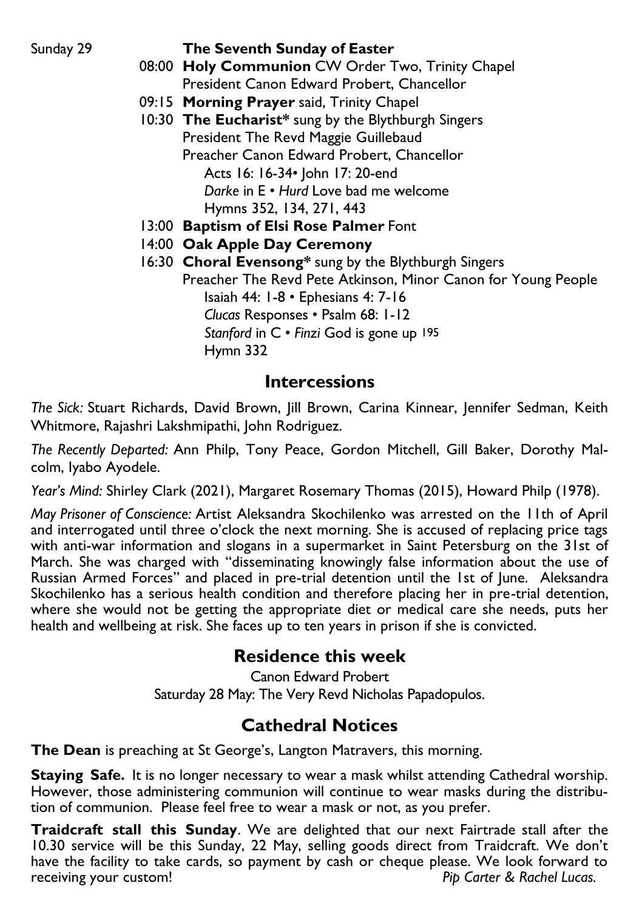Sunday 29 **The Seventh Sunday of Easter**

08:00 **Holy Communion** CW Order Two, Trinity Chapel
President Canon Edward Probert, Chancellor

09:15 **Morning Prayer** said, Trinity Chapel

10:30 **The Eucharist*** sung by the Blythburgh Singers
President The Revd Maggie Guillebaud
Preacher Canon Edward Probert, Chancellor
Acts 16: 16-34• John 17: 20-end
*Darke* in E • *Hurd* Love bad me welcome
Hymns 352, 134, 271, 443

13:00 **Baptism of Elsi Rose Palmer** Font

14:00 **Oak Apple Day Ceremony**

16:30 **Choral Evensong*** sung by the Blythburgh Singers
Preacher The Revd Pete Atkinson, Minor Canon for Young People
Isaiah 44: 1-8 • Ephesians 4: 7-16
*Clucas* Responses • Psalm 68: 1-12
*Stanford* in C • *Finzi* God is gone up 195
Hymn 332

## Intercessions

*The Sick:* Stuart Richards, David Brown, Jill Brown, Carina Kinnear, Jennifer Sedman, Keith Whitmore, Rajashri Lakshmipathi, John Rodriguez.

*The Recently Departed:* Ann Philp, Tony Peace, Gordon Mitchell, Gill Baker, Dorothy Malcolm, Iyabo Ayodele.

*Year's Mind:* Shirley Clark (2021), Margaret Rosemary Thomas (2015), Howard Philp (1978).

*May Prisoner of Conscience:* Artist Aleksandra Skochilenko was arrested on the 11th of April and interrogated until three o'clock the next morning. She is accused of replacing price tags with anti-war information and slogans in a supermarket in Saint Petersburg on the 31st of March. She was charged with "disseminating knowingly false information about the use of Russian Armed Forces" and placed in pre-trial detention until the 1st of June. Aleksandra Skochilenko has a serious health condition and therefore placing her in pre-trial detention, where she would not be getting the appropriate diet or medical care she needs, puts her health and wellbeing at risk. She faces up to ten years in prison if she is convicted.

## Residence this week

Canon Edward Probert
Saturday 28 May: The Very Revd Nicholas Papadopulos.

## Cathedral Notices

**The Dean** is preaching at St George's, Langton Matravers, this morning.

**Staying Safe.** It is no longer necessary to wear a mask whilst attending Cathedral worship. However, those administering communion will continue to wear masks during the distribution of communion. Please feel free to wear a mask or not, as you prefer.

**Traidcraft stall this Sunday**. We are delighted that our next Fairtrade stall after the 10.30 service will be this Sunday, 22 May, selling goods direct from Traidcraft. We don't have the facility to take cards, so payment by cash or cheque please. We look forward to receiving your custom! *Pip Carter & Rachel Lucas.*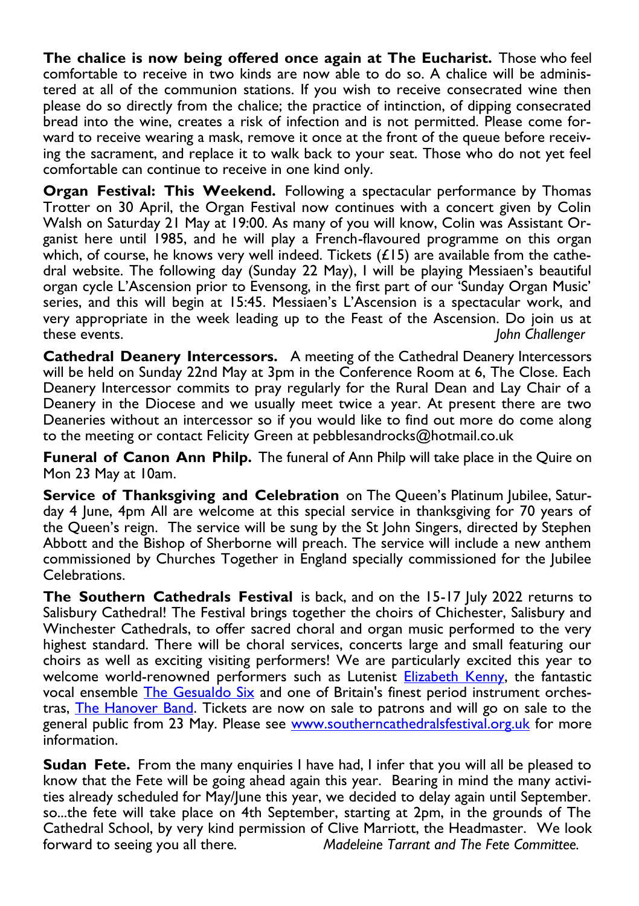**The chalice is now being offered once again at The Eucharist.** Those who feel comfortable to receive in two kinds are now able to do so. A chalice will be administered at all of the communion stations. If you wish to receive consecrated wine then please do so directly from the chalice; the practice of intinction, of dipping consecrated bread into the wine, creates a risk of infection and is not permitted. Please come forward to receive wearing a mask, remove it once at the front of the queue before receiving the sacrament, and replace it to walk back to your seat. Those who do not yet feel comfortable can continue to receive in one kind only.

**Organ Festival: This Weekend.** Following a spectacular performance by Thomas Trotter on 30 April, the Organ Festival now continues with a concert given by Colin Walsh on Saturday 21 May at 19:00. As many of you will know, Colin was Assistant Organist here until 1985, and he will play a French-flavoured programme on this organ which, of course, he knows very well indeed. Tickets (£15) are available from the cathedral website. The following day (Sunday 22 May), I will be playing Messiaen's beautiful organ cycle L'Ascension prior to Evensong, in the first part of our 'Sunday Organ Music' series, and this will begin at 15:45. Messiaen's L'Ascension is a spectacular work, and very appropriate in the week leading up to the Feast of the Ascension. Do join us at these events. *John Challenger*

**Cathedral Deanery Intercessors.** A meeting of the Cathedral Deanery Intercessors will be held on Sunday 22nd May at 3pm in the Conference Room at 6, The Close. Each Deanery Intercessor commits to pray regularly for the Rural Dean and Lay Chair of a Deanery in the Diocese and we usually meet twice a year. At present there are two Deaneries without an intercessor so if you would like to find out more do come along to the meeting or contact Felicity Green at pebblesandrocks@hotmail.co.uk

**Funeral of Canon Ann Philp.** The funeral of Ann Philp will take place in the Quire on Mon 23 May at 10am.

**Service of Thanksgiving and Celebration** on The Queen's Platinum Jubilee, Saturday 4 June, 4pm All are welcome at this special service in thanksgiving for 70 years of the Queen's reign. The service will be sung by the St John Singers, directed by Stephen Abbott and the Bishop of Sherborne will preach. The service will include a new anthem commissioned by Churches Together in England specially commissioned for the Jubilee Celebrations.

**The Southern Cathedrals Festival** is back, and on the 15-17 July 2022 returns to Salisbury Cathedral! The Festival brings together the choirs of Chichester, Salisbury and Winchester Cathedrals, to offer sacred choral and organ music performed to the very highest standard. There will be choral services, concerts large and small featuring our choirs as well as exciting visiting performers! We are particularly excited this year to welcome world-renowned performers such as Lutenist Elizabeth Kenny, the fantastic vocal ensemble The Gesualdo Six and one of Britain's finest period instrument orchestras, The Hanover Band. Tickets are now on sale to patrons and will go on sale to the general public from 23 May. Please see www.southerncathedralsfestival.org.uk for more information.

**Sudan Fete.** From the many enquiries I have had, I infer that you will all be pleased to know that the Fete will be going ahead again this year. Bearing in mind the many activities already scheduled for May/June this year, we decided to delay again until September. so...the fete will take place on 4th September, starting at 2pm, in the grounds of The Cathedral School, by very kind permission of Clive Marriott, the Headmaster. We look forward to seeing you all there. *Madeleine Tarrant and The Fete Committee.*